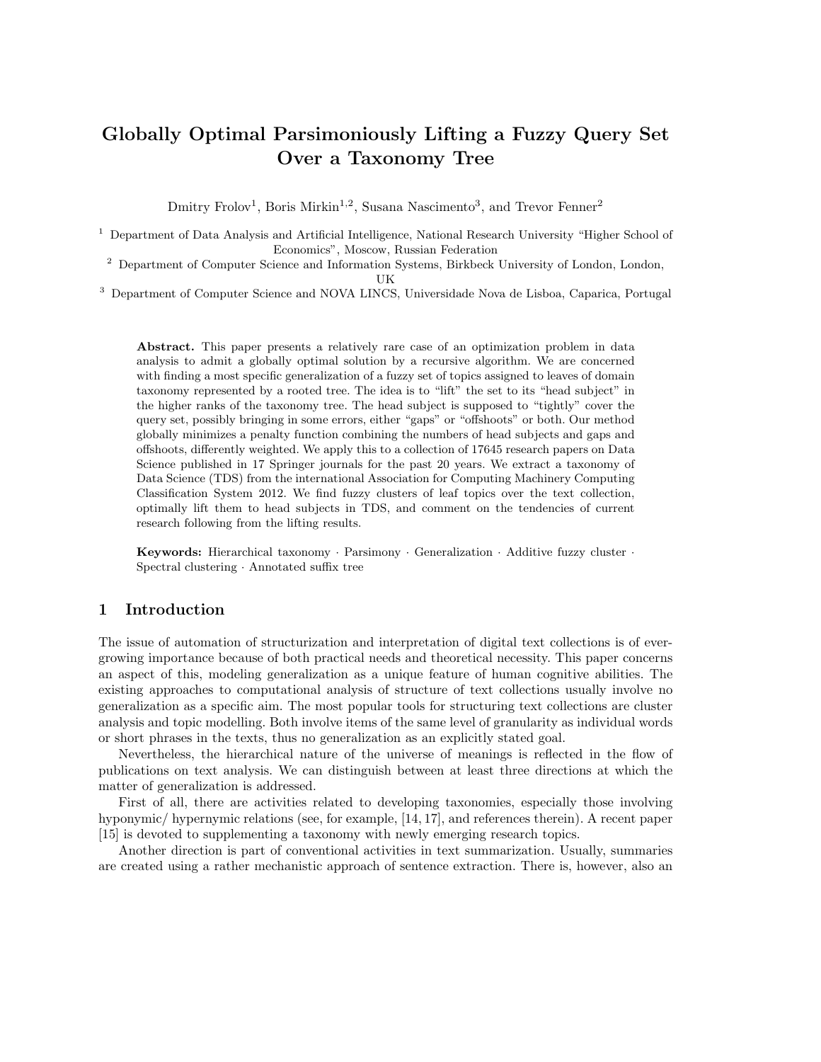# Globally Optimal Parsimoniously Lifting a Fuzzy Query Set Over a Taxonomy Tree

Dmitry Frolov[1], Boris Mirkin[1,2], Susana Nascimento[3], and Trevor Fenner[2]

[1] Department of Data Analysis and Artificial Intelligence, National Research University "Higher School of Economics", Moscow, Russian Federation

[2] Department of Computer Science and Information Systems, Birkbeck University of London, London, UK

[3] Department of Computer Science and NOVA LINCS, Universidade Nova de Lisboa, Caparica, Portugal

**Abstract.** This paper presents a relatively rare case of an optimization problem in data analysis to admit a globally optimal solution by a recursive algorithm. We are concerned with finding a most specific generalization of a fuzzy set of topics assigned to leaves of domain taxonomy represented by a rooted tree. The idea is to "lift" the set to its "head subject" in the higher ranks of the taxonomy tree. The head subject is supposed to "tightly" cover the query set, possibly bringing in some errors, either "gaps" or "offshoots" or both. Our method globally minimizes a penalty function combining the numbers of head subjects and gaps and offshoots, differently weighted. We apply this to a collection of 17645 research papers on Data Science published in 17 Springer journals for the past 20 years. We extract a taxonomy of Data Science (TDS) from the international Association for Computing Machinery Computing Classification System 2012. We find fuzzy clusters of leaf topics over the text collection, optimally lift them to head subjects in TDS, and comment on the tendencies of current research following from the lifting results.

**Keywords:** Hierarchical taxonomy · Parsimony · Generalization · Additive fuzzy cluster · Spectral clustering · Annotated suffix tree

## 1 Introduction

The issue of automation of structurization and interpretation of digital text collections is of ever-growing importance because of both practical needs and theoretical necessity. This paper concerns an aspect of this, modeling generalization as a unique feature of human cognitive abilities. The existing approaches to computational analysis of structure of text collections usually involve no generalization as a specific aim. The most popular tools for structuring text collections are cluster analysis and topic modelling. Both involve items of the same level of granularity as individual words or short phrases in the texts, thus no generalization as an explicitly stated goal.

Nevertheless, the hierarchical nature of the universe of meanings is reflected in the flow of publications on text analysis. We can distinguish between at least three directions at which the matter of generalization is addressed.

First of all, there are activities related to developing taxonomies, especially those involving hyponymic/ hypernymic relations (see, for example, [14, 17], and references therein). A recent paper [15] is devoted to supplementing a taxonomy with newly emerging research topics.

Another direction is part of conventional activities in text summarization. Usually, summaries are created using a rather mechanistic approach of sentence extraction. There is, however, also an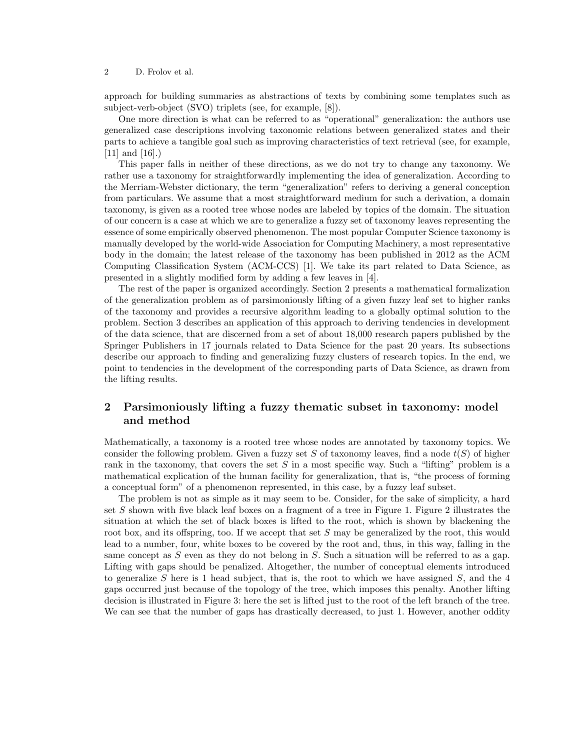approach for building summaries as abstractions of texts by combining some templates such as subject-verb-object (SVO) triplets (see, for example, [8]).

One more direction is what can be referred to as "operational" generalization: the authors use generalized case descriptions involving taxonomic relations between generalized states and their parts to achieve a tangible goal such as improving characteristics of text retrieval (see, for example, [11] and [16].)

This paper falls in neither of these directions, as we do not try to change any taxonomy. We rather use a taxonomy for straightforwardly implementing the idea of generalization. According to the Merriam-Webster dictionary, the term "generalization" refers to deriving a general conception from particulars. We assume that a most straightforward medium for such a derivation, a domain taxonomy, is given as a rooted tree whose nodes are labeled by topics of the domain. The situation of our concern is a case at which we are to generalize a fuzzy set of taxonomy leaves representing the essence of some empirically observed phenomenon. The most popular Computer Science taxonomy is manually developed by the world-wide Association for Computing Machinery, a most representative body in the domain; the latest release of the taxonomy has been published in 2012 as the ACM Computing Classification System (ACM-CCS) [1]. We take its part related to Data Science, as presented in a slightly modified form by adding a few leaves in [4].

The rest of the paper is organized accordingly. Section 2 presents a mathematical formalization of the generalization problem as of parsimoniously lifting of a given fuzzy leaf set to higher ranks of the taxonomy and provides a recursive algorithm leading to a globally optimal solution to the problem. Section 3 describes an application of this approach to deriving tendencies in development of the data science, that are discerned from a set of about 18,000 research papers published by the Springer Publishers in 17 journals related to Data Science for the past 20 years. Its subsections describe our approach to finding and generalizing fuzzy clusters of research topics. In the end, we point to tendencies in the development of the corresponding parts of Data Science, as drawn from the lifting results.

## 2 Parsimoniously lifting a fuzzy thematic subset in taxonomy: model and method

Mathematically, a taxonomy is a rooted tree whose nodes are annotated by taxonomy topics. We consider the following problem. Given a fuzzy set $S$ of taxonomy leaves, find a node $t(S)$ of higher rank in the taxonomy, that covers the set $S$ in a most specific way. Such a "lifting" problem is a mathematical explication of the human facility for generalization, that is, "the process of forming a conceptual form" of a phenomenon represented, in this case, by a fuzzy leaf subset.

The problem is not as simple as it may seem to be. Consider, for the sake of simplicity, a hard set $S$ shown with five black leaf boxes on a fragment of a tree in Figure 1. Figure 2 illustrates the situation at which the set of black boxes is lifted to the root, which is shown by blackening the root box, and its offspring, too. If we accept that set $S$ may be generalized by the root, this would lead to a number, four, white boxes to be covered by the root and, thus, in this way, falling in the same concept as $S$ even as they do not belong in $S$. Such a situation will be referred to as a gap. Lifting with gaps should be penalized. Altogether, the number of conceptual elements introduced to generalize $S$ here is 1 head subject, that is, the root to which we have assigned $S$, and the 4 gaps occurred just because of the topology of the tree, which imposes this penalty. Another lifting decision is illustrated in Figure 3: here the set is lifted just to the root of the left branch of the tree. We can see that the number of gaps has drastically decreased, to just 1. However, another oddity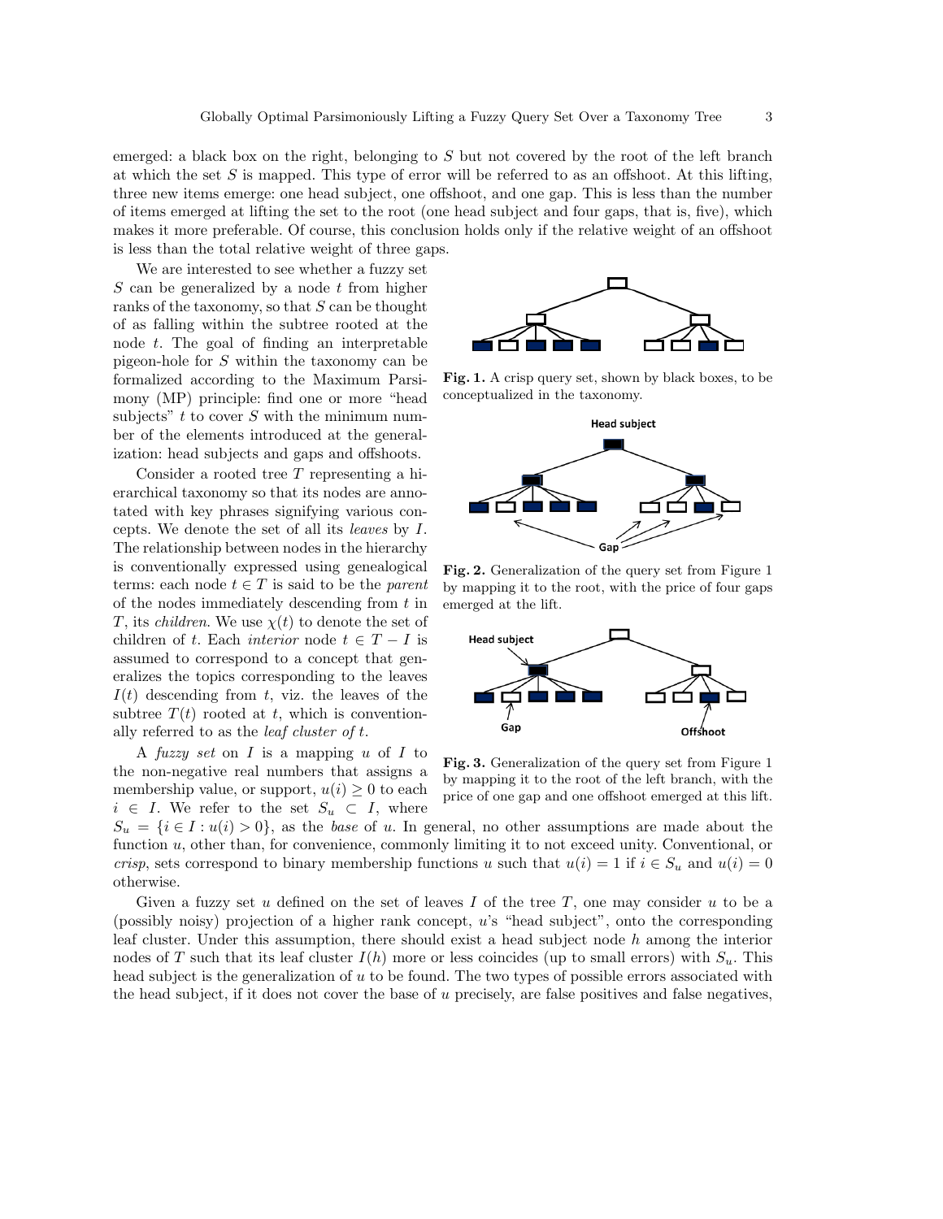emerged: a black box on the right, belonging to $S$ but not covered by the root of the left branch at which the set $S$ is mapped. This type of error will be referred to as an offshoot. At this lifting, three new items emerge: one head subject, one offshoot, and one gap. This is less than the number of items emerged at lifting the set to the root (one head subject and four gaps, that is, five), which makes it more preferable. Of course, this conclusion holds only if the relative weight of an offshoot is less than the total relative weight of three gaps.

We are interested to see whether a fuzzy set $S$ can be generalized by a node $t$ from higher ranks of the taxonomy, so that $S$ can be thought of as falling within the subtree rooted at the node $t$. The goal of finding an interpretable pigeon-hole for $S$ within the taxonomy can be formalized according to the Maximum Parsimony (MP) principle: find one or more "head subjects" $t$ to cover $S$ with the minimum number of the elements introduced at the generalization: head subjects and gaps and offshoots.

**Fig. 1.** A crisp query set, shown by black boxes, to be conceptualized in the taxonomy.

**Fig. 2.** Generalization of the query set from Figure 1 by mapping it to the root, with the price of four gaps emerged at the lift.

**Fig. 3.** Generalization of the query set from Figure 1 by mapping it to the root of the left branch, with the price of one gap and one offshoot emerged at this lift.

Consider a rooted tree $T$ representing a hierarchical taxonomy so that its nodes are annotated with key phrases signifying various concepts. We denote the set of all its *leaves* by $I$. The relationship between nodes in the hierarchy is conventionally expressed using genealogical terms: each node $t \in T$ is said to be the *parent* of the nodes immediately descending from $t$ in $T$, its *children*. We use $\chi(t)$ to denote the set of children of $t$. Each *interior* node $t \in T - I$ is assumed to correspond to a concept that generalizes the topics corresponding to the leaves $I(t)$ descending from $t$, viz. the leaves of the subtree $T(t)$ rooted at $t$, which is conventionally referred to as the *leaf cluster of* $t$.

A *fuzzy set* on $I$ is a mapping $u$ of $I$ to the non-negative real numbers that assigns a membership value, or support, $u(i) \geq 0$ to each $i \in I$. We refer to the set $S_u \subset I$, where $S_u = \{i \in I : u(i) > 0\}$, as the *base* of $u$. In general, no other assumptions are made about the function $u$, other than, for convenience, commonly limiting it to not exceed unity. Conventional, or *crisp*, sets correspond to binary membership functions $u$ such that $u(i) = 1$ if $i \in S_u$ and $u(i) = 0$ otherwise.

Given a fuzzy set $u$ defined on the set of leaves $I$ of the tree $T$, one may consider $u$ to be a (possibly noisy) projection of a higher rank concept, $u$'s "head subject", onto the corresponding leaf cluster. Under this assumption, there should exist a head subject node $h$ among the interior nodes of $T$ such that its leaf cluster $I(h)$ more or less coincides (up to small errors) with $S_u$. This head subject is the generalization of $u$ to be found. The two types of possible errors associated with the head subject, if it does not cover the base of $u$ precisely, are false positives and false negatives,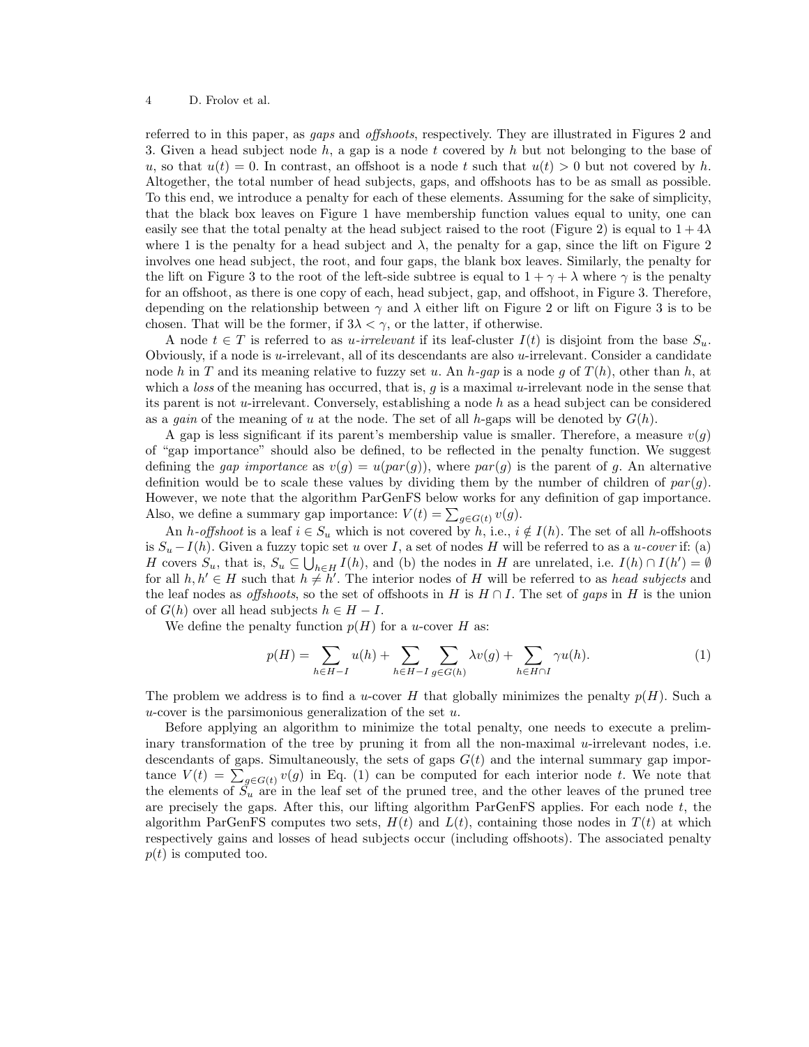referred to in this paper, as *gaps* and *offshoots*, respectively. They are illustrated in Figures 2 and 3. Given a head subject node $h$, a gap is a node $t$ covered by $h$ but not belonging to the base of $u$, so that $u(t) = 0$. In contrast, an offshoot is a node $t$ such that $u(t) > 0$ but not covered by $h$. Altogether, the total number of head subjects, gaps, and offshoots has to be as small as possible. To this end, we introduce a penalty for each of these elements. Assuming for the sake of simplicity, that the black box leaves on Figure 1 have membership function values equal to unity, one can easily see that the total penalty at the head subject raised to the root (Figure 2) is equal to $1 + 4\lambda$ where 1 is the penalty for a head subject and $\lambda$, the penalty for a gap, since the lift on Figure 2 involves one head subject, the root, and four gaps, the blank box leaves. Similarly, the penalty for the lift on Figure 3 to the root of the left-side subtree is equal to $1 + \gamma + \lambda$ where $\gamma$ is the penalty for an offshoot, as there is one copy of each, head subject, gap, and offshoot, in Figure 3. Therefore, depending on the relationship between $\gamma$ and $\lambda$ either lift on Figure 2 or lift on Figure 3 is to be chosen. That will be the former, if $3\lambda < \gamma$, or the latter, if otherwise.

A node $t \in T$ is referred to as *u-irrelevant* if its leaf-cluster $I(t)$ is disjoint from the base $S_u$. Obviously, if a node is $u$-irrelevant, all of its descendants are also $u$-irrelevant. Consider a candidate node $h$ in $T$ and its meaning relative to fuzzy set $u$. An *h-gap* is a node $g$ of $T(h)$, other than $h$, at which a *loss* of the meaning has occurred, that is, $g$ is a maximal $u$-irrelevant node in the sense that its parent is not $u$-irrelevant. Conversely, establishing a node $h$ as a head subject can be considered as a *gain* of the meaning of $u$ at the node. The set of all $h$-gaps will be denoted by $G(h)$.

A gap is less significant if its parent's membership value is smaller. Therefore, a measure $v(g)$ of "gap importance" should also be defined, to be reflected in the penalty function. We suggest defining the *gap importance* as $v(g) = u(par(g))$, where $par(g)$ is the parent of $g$. An alternative definition would be to scale these values by dividing them by the number of children of $par(g)$. However, we note that the algorithm ParGenFS below works for any definition of gap importance. Also, we define a summary gap importance: $V(t) = \sum_{g \in G(t)} v(g)$.

An *h-offshoot* is a leaf $i \in S_u$ which is not covered by $h$, i.e., $i \notin I(h)$. The set of all $h$-offshoots is $S_u - I(h)$. Given a fuzzy topic set $u$ over $I$, a set of nodes $H$ will be referred to as a *u-cover* if: (a) $H$ covers $S_u$, that is, $S_u \subseteq \bigcup_{h \in H} I(h)$, and (b) the nodes in $H$ are unrelated, i.e. $I(h) \cap I(h') = \emptyset$ for all $h, h' \in H$ such that $h \neq h'$. The interior nodes of $H$ will be referred to as *head subjects* and the leaf nodes as *offshoots*, so the set of offshoots in $H$ is $H \cap I$. The set of *gaps* in $H$ is the union of $G(h)$ over all head subjects $h \in H - I$.

We define the penalty function $p(H)$ for a $u$-cover $H$ as:

$$p(H) = \sum_{h \in H - I} u(h) + \sum_{h \in H - I} \sum_{g \in G(h)} \lambda v(g) + \sum_{h \in H \cap I} \gamma u(h). \tag{1}$$

The problem we address is to find a $u$-cover $H$ that globally minimizes the penalty $p(H)$. Such a $u$-cover is the parsimonious generalization of the set $u$.

Before applying an algorithm to minimize the total penalty, one needs to execute a preliminary transformation of the tree by pruning it from all the non-maximal $u$-irrelevant nodes, i.e. descendants of gaps. Simultaneously, the sets of gaps $G(t)$ and the internal summary gap importance $V(t) = \sum_{g \in G(t)} v(g)$ in Eq. (1) can be computed for each interior node $t$. We note that the elements of $S_u$ are in the leaf set of the pruned tree, and the other leaves of the pruned tree are precisely the gaps. After this, our lifting algorithm ParGenFS applies. For each node $t$, the algorithm ParGenFS computes two sets, $H(t)$ and $L(t)$, containing those nodes in $T(t)$ at which respectively gains and losses of head subjects occur (including offshoots). The associated penalty $p(t)$ is computed too.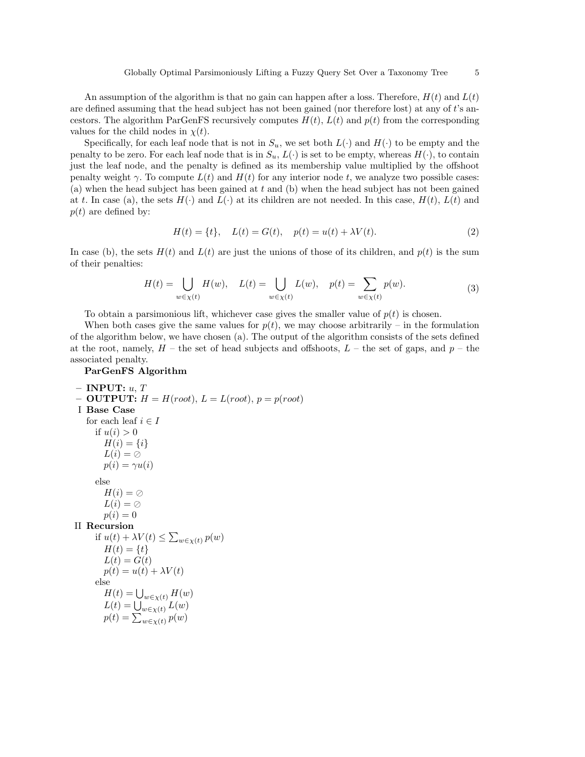An assumption of the algorithm is that no gain can happen after a loss. Therefore, $H(t)$ and $L(t)$ are defined assuming that the head subject has not been gained (nor therefore lost) at any of $t$'s ancestors. The algorithm ParGenFS recursively computes $H(t)$, $L(t)$ and $p(t)$ from the corresponding values for the child nodes in $\chi(t)$.

Specifically, for each leaf node that is not in $S_u$, we set both $L(\cdot)$ and $H(\cdot)$ to be empty and the penalty to be zero. For each leaf node that is in $S_u$, $L(\cdot)$ is set to be empty, whereas $H(\cdot)$, to contain just the leaf node, and the penalty is defined as its membership value multiplied by the offshoot penalty weight $\gamma$. To compute $L(t)$ and $H(t)$ for any interior node $t$, we analyze two possible cases: (a) when the head subject has been gained at $t$ and (b) when the head subject has not been gained at $t$. In case (a), the sets $H(\cdot)$ and $L(\cdot)$ at its children are not needed. In this case, $H(t)$, $L(t)$ and $p(t)$ are defined by:

$$H(t) = \{t\}, \quad L(t) = G(t), \quad p(t) = u(t) + \lambda V(t). \tag{2}$$

In case (b), the sets $H(t)$ and $L(t)$ are just the unions of those of its children, and $p(t)$ is the sum of their penalties:

$$H(t) = \bigcup_{w \in \chi(t)} H(w), \quad L(t) = \bigcup_{w \in \chi(t)} L(w), \quad p(t) = \sum_{w \in \chi(t)} p(w). \tag{3}$$

To obtain a parsimonious lift, whichever case gives the smaller value of $p(t)$ is chosen.

When both cases give the same values for $p(t)$, we may choose arbitrarily – in the formulation of the algorithm below, we have chosen (a). The output of the algorithm consists of the sets defined at the root, namely, $H$ – the set of head subjects and offshoots, $L$ – the set of gaps, and $p$ – the associated penalty.

**ParGenFS Algorithm**

- **INPUT:** $u$, $T$
- **OUTPUT:** $H = H(root)$, $L = L(root)$, $p = p(root)$

I **Base Case**

for each leaf $i \in I$
  if $u(i) > 0$
    $H(i) = \{i\}$
    $L(i) = \emptyset$
    $p(i) = \gamma u(i)$
  else
    $H(i) = \emptyset$
    $L(i) = \emptyset$
    $p(i) = 0$

II **Recursion**

  if $u(t) + \lambda V(t) \leq \sum_{w \in \chi(t)} p(w)$
    $H(t) = \{t\}$
    $L(t) = G(t)$
    $p(t) = u(t) + \lambda V(t)$
  else
    $H(t) = \bigcup_{w \in \chi(t)} H(w)$
    $L(t) = \bigcup_{w \in \chi(t)} L(w)$
    $p(t) = \sum_{w \in \chi(t)} p(w)$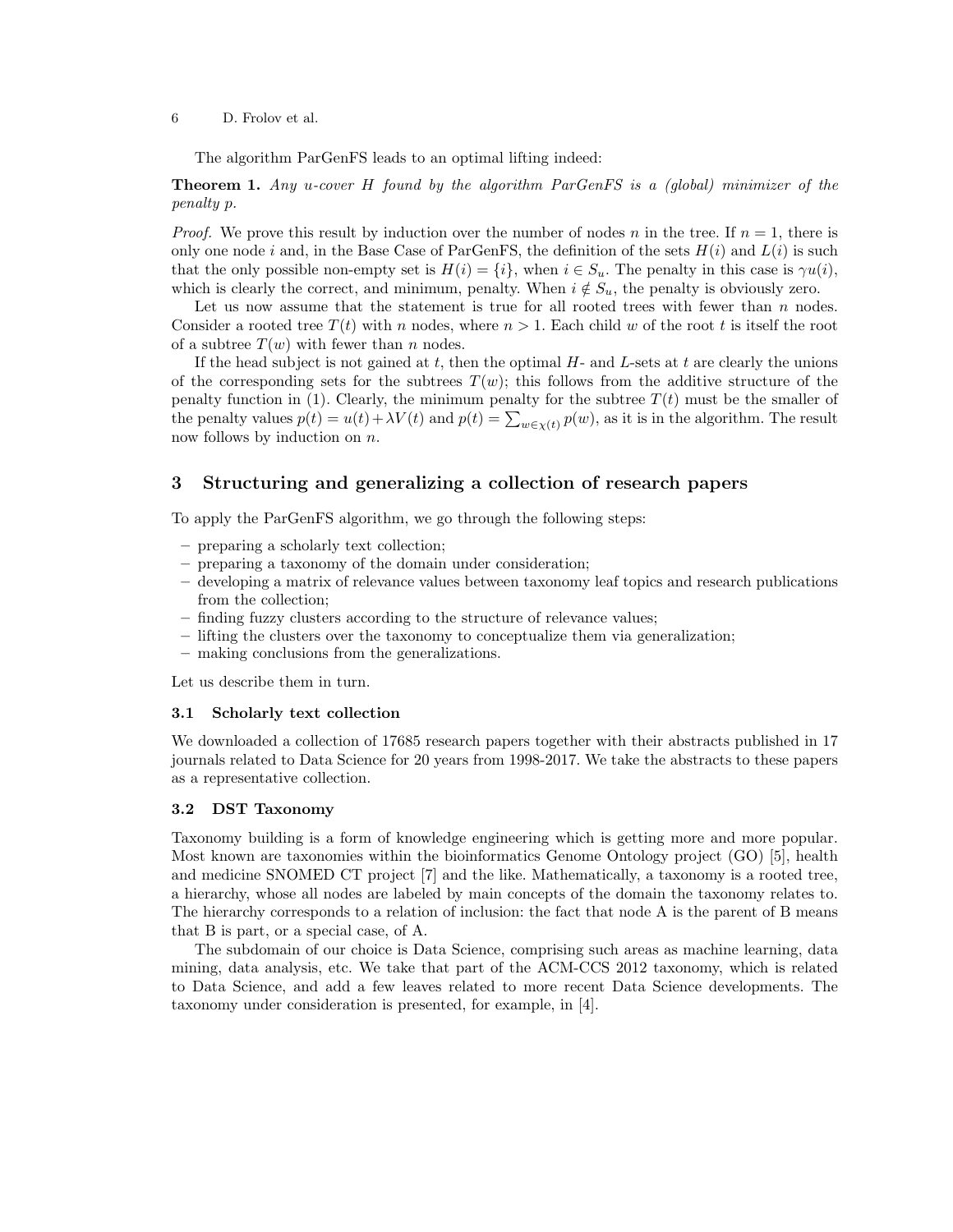The algorithm ParGenFS leads to an optimal lifting indeed:

**Theorem 1.** *Any u-cover H found by the algorithm ParGenFS is a (global) minimizer of the penalty p.*

*Proof.* We prove this result by induction over the number of nodes $n$ in the tree. If $n = 1$, there is only one node $i$ and, in the Base Case of ParGenFS, the definition of the sets $H(i)$ and $L(i)$ is such that the only possible non-empty set is $H(i) = \{i\}$, when $i \in S_u$. The penalty in this case is $\gamma u(i)$, which is clearly the correct, and minimum, penalty. When $i \notin S_u$, the penalty is obviously zero.

Let us now assume that the statement is true for all rooted trees with fewer than $n$ nodes. Consider a rooted tree $T(t)$ with $n$ nodes, where $n > 1$. Each child $w$ of the root $t$ is itself the root of a subtree $T(w)$ with fewer than $n$ nodes.

If the head subject is not gained at $t$, then the optimal $H$- and $L$-sets at $t$ are clearly the unions of the corresponding sets for the subtrees $T(w)$; this follows from the additive structure of the penalty function in (1). Clearly, the minimum penalty for the subtree $T(t)$ must be the smaller of the penalty values $p(t) = u(t) + \lambda V(t)$ and $p(t) = \sum_{w \in \chi(t)} p(w)$, as it is in the algorithm. The result now follows by induction on $n$.

## 3 Structuring and generalizing a collection of research papers

To apply the ParGenFS algorithm, we go through the following steps:

- preparing a scholarly text collection;
- preparing a taxonomy of the domain under consideration;
- developing a matrix of relevance values between taxonomy leaf topics and research publications from the collection;
- finding fuzzy clusters according to the structure of relevance values;
- lifting the clusters over the taxonomy to conceptualize them via generalization;
- making conclusions from the generalizations.

Let us describe them in turn.

### 3.1 Scholarly text collection

We downloaded a collection of 17685 research papers together with their abstracts published in 17 journals related to Data Science for 20 years from 1998-2017. We take the abstracts to these papers as a representative collection.

### 3.2 DST Taxonomy

Taxonomy building is a form of knowledge engineering which is getting more and more popular. Most known are taxonomies within the bioinformatics Genome Ontology project (GO) [5], health and medicine SNOMED CT project [7] and the like. Mathematically, a taxonomy is a rooted tree, a hierarchy, whose all nodes are labeled by main concepts of the domain the taxonomy relates to. The hierarchy corresponds to a relation of inclusion: the fact that node A is the parent of B means that B is part, or a special case, of A.

The subdomain of our choice is Data Science, comprising such areas as machine learning, data mining, data analysis, etc. We take that part of the ACM-CCS 2012 taxonomy, which is related to Data Science, and add a few leaves related to more recent Data Science developments. The taxonomy under consideration is presented, for example, in [4].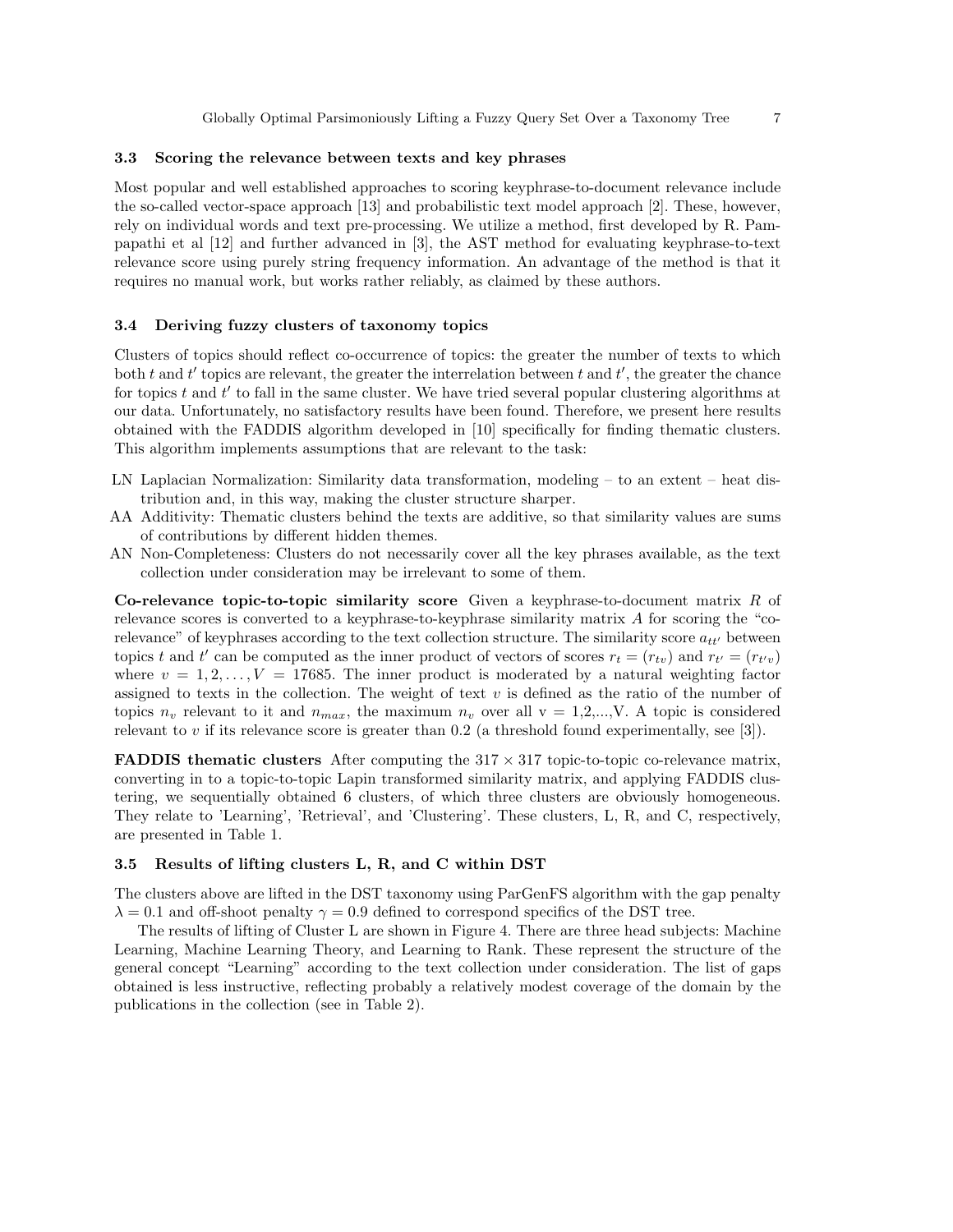### 3.3 Scoring the relevance between texts and key phrases

Most popular and well established approaches to scoring keyphrase-to-document relevance include the so-called vector-space approach [13] and probabilistic text model approach [2]. These, however, rely on individual words and text pre-processing. We utilize a method, first developed by R. Pampapathi et al [12] and further advanced in [3], the AST method for evaluating keyphrase-to-text relevance score using purely string frequency information. An advantage of the method is that it requires no manual work, but works rather reliably, as claimed by these authors.

### 3.4 Deriving fuzzy clusters of taxonomy topics

Clusters of topics should reflect co-occurrence of topics: the greater the number of texts to which both $t$ and $t'$ topics are relevant, the greater the interrelation between $t$ and $t'$, the greater the chance for topics $t$ and $t'$ to fall in the same cluster. We have tried several popular clustering algorithms at our data. Unfortunately, no satisfactory results have been found. Therefore, we present here results obtained with the FADDIS algorithm developed in [10] specifically for finding thematic clusters. This algorithm implements assumptions that are relevant to the task:

- LN Laplacian Normalization: Similarity data transformation, modeling – to an extent – heat distribution and, in this way, making the cluster structure sharper.
- AA Additivity: Thematic clusters behind the texts are additive, so that similarity values are sums of contributions by different hidden themes.
- AN Non-Completeness: Clusters do not necessarily cover all the key phrases available, as the text collection under consideration may be irrelevant to some of them.

**Co-relevance topic-to-topic similarity score** Given a keyphrase-to-document matrix $R$ of relevance scores is converted to a keyphrase-to-keyphrase similarity matrix $A$ for scoring the "co-relevance" of keyphrases according to the text collection structure. The similarity score $a_{tt'}$ between topics $t$ and $t'$ can be computed as the inner product of vectors of scores $r_t = (r_{tv})$ and $r_{t'} = (r_{t'v})$ where $v = 1, 2, \ldots, V = 17685$. The inner product is moderated by a natural weighting factor assigned to texts in the collection. The weight of text $v$ is defined as the ratio of the number of topics $n_v$ relevant to it and $n_{max}$, the maximum $n_v$ over all v = 1,2,...,V. A topic is considered relevant to $v$ if its relevance score is greater than 0.2 (a threshold found experimentally, see [3]).

**FADDIS thematic clusters** After computing the $317 \times 317$ topic-to-topic co-relevance matrix, converting in to a topic-to-topic Lapin transformed similarity matrix, and applying FADDIS clustering, we sequentially obtained 6 clusters, of which three clusters are obviously homogeneous. They relate to 'Learning', 'Retrieval', and 'Clustering'. These clusters, L, R, and C, respectively, are presented in Table 1.

### 3.5 Results of lifting clusters L, R, and C within DST

The clusters above are lifted in the DST taxonomy using ParGenFS algorithm with the gap penalty $\lambda = 0.1$ and off-shoot penalty $\gamma = 0.9$ defined to correspond specifics of the DST tree.

The results of lifting of Cluster L are shown in Figure 4. There are three head subjects: Machine Learning, Machine Learning Theory, and Learning to Rank. These represent the structure of the general concept "Learning" according to the text collection under consideration. The list of gaps obtained is less instructive, reflecting probably a relatively modest coverage of the domain by the publications in the collection (see in Table 2).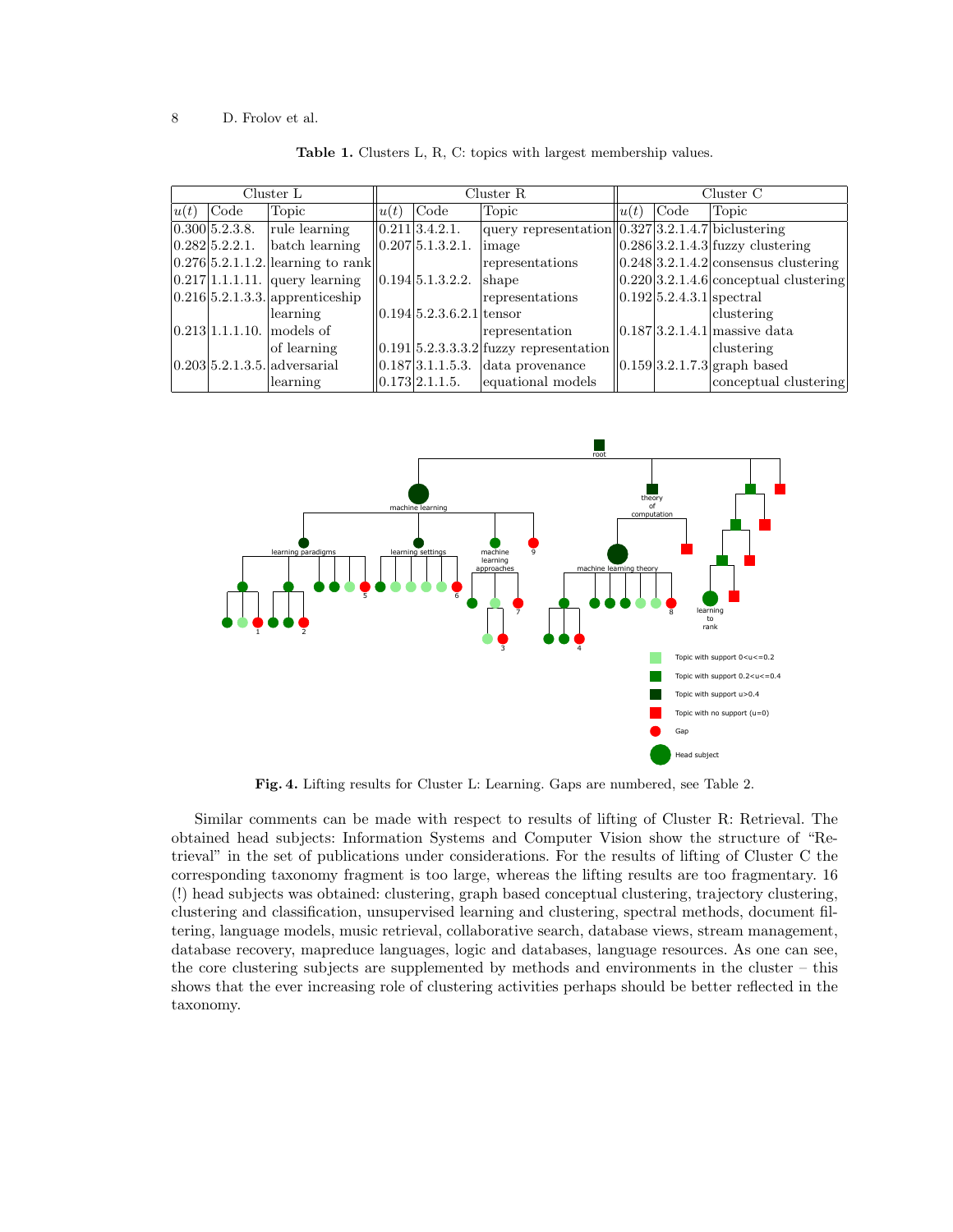**Table 1.** Clusters L, R, C: topics with largest membership values.

| Cluster L | | | Cluster R | | | Cluster C | | |
|---|---|---|---|---|---|---|---|---|
| $u(t)$ | Code | Topic | $u(t)$ | Code | Topic | $u(t)$ | Code | Topic |
| 0.300 | 5.2.3.8. | rule learning | 0.211 | 3.4.2.1. | query representation | 0.327 | 3.2.1.4.7 | biclustering |
| 0.282 | 5.2.2.1. | batch learning | 0.207 | 5.1.3.2.1. | image representations | 0.286 | 3.2.1.4.3 | fuzzy clustering |
| 0.276 | 5.2.1.1.2. | learning to rank | 0.194 | 5.1.3.2.2. | shape representations | 0.248 | 3.2.1.4.2 | consensus clustering |
| 0.217 | 1.1.1.11. | query learning | 0.194 | 5.2.3.6.2.1 | tensor representation | 0.220 | 3.2.1.4.6 | conceptual clustering |
| 0.216 | 5.2.1.3.3. | apprenticeship learning | 0.191 | 5.2.3.3.3.2 | fuzzy representation | 0.192 | 5.2.4.3.1 | spectral clustering |
| 0.213 | 1.1.1.10. | models of of learning | 0.187 | 3.1.1.5.3. | data provenance | 0.187 | 3.2.1.4.1 | massive data clustering |
| 0.203 | 5.2.1.3.5. | adversarial learning | 0.173 | 2.1.1.5. | equational models | 0.159 | 3.2.1.7.3 | graph based conceptual clustering |

**Fig. 4.** Lifting results for Cluster L: Learning. Gaps are numbered, see Table 2.

Similar comments can be made with respect to results of lifting of Cluster R: Retrieval. The obtained head subjects: Information Systems and Computer Vision show the structure of "Retrieval" in the set of publications under considerations. For the results of lifting of Cluster C the corresponding taxonomy fragment is too large, whereas the lifting results are too fragmentary. 16 (!) head subjects was obtained: clustering, graph based conceptual clustering, trajectory clustering, clustering and classification, unsupervised learning and clustering, spectral methods, document filtering, language models, music retrieval, collaborative search, database views, stream management, database recovery, mapreduce languages, logic and databases, language resources. As one can see, the core clustering subjects are supplemented by methods and environments in the cluster – this shows that the ever increasing role of clustering activities perhaps should be better reflected in the taxonomy.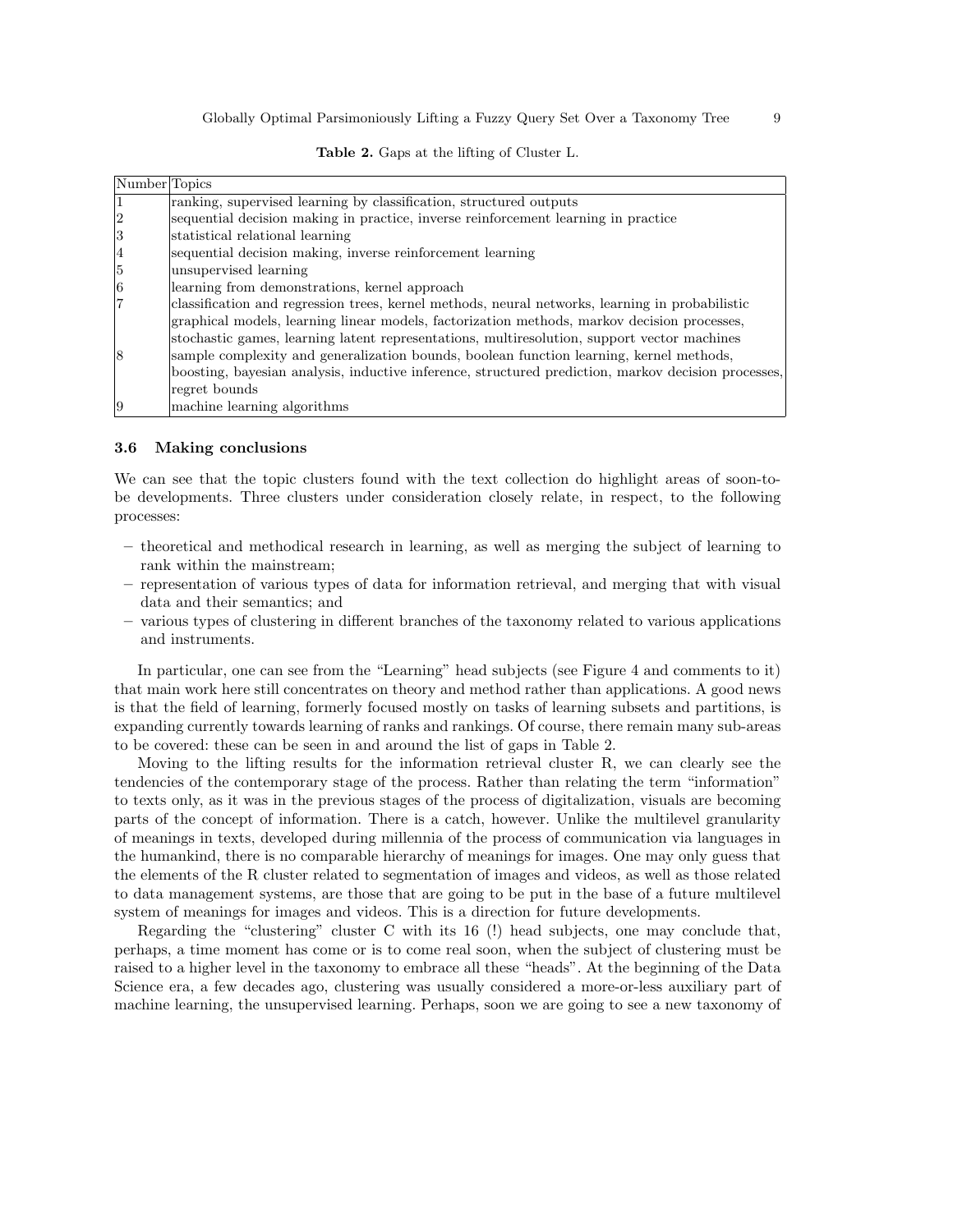**Table 2.** Gaps at the lifting of Cluster L.

| Number | Topics |
|---|---|
| 1 | ranking, supervised learning by classification, structured outputs |
| 2 | sequential decision making in practice, inverse reinforcement learning in practice |
| 3 | statistical relational learning |
| 4 | sequential decision making, inverse reinforcement learning |
| 5 | unsupervised learning |
| 6 | learning from demonstrations, kernel approach |
| 7 | classification and regression trees, kernel methods, neural networks, learning in probabilistic graphical models, learning linear models, factorization methods, markov decision processes, stochastic games, learning latent representations, multiresolution, support vector machines |
| 8 | sample complexity and generalization bounds, boolean function learning, kernel methods, boosting, bayesian analysis, inductive inference, structured prediction, markov decision processes, regret bounds |
| 9 | machine learning algorithms |

### 3.6 Making conclusions

We can see that the topic clusters found with the text collection do highlight areas of soon-to-be developments. Three clusters under consideration closely relate, in respect, to the following processes:

– theoretical and methodical research in learning, as well as merging the subject of learning to rank within the mainstream;
– representation of various types of data for information retrieval, and merging that with visual data and their semantics; and
– various types of clustering in different branches of the taxonomy related to various applications and instruments.

In particular, one can see from the "Learning" head subjects (see Figure 4 and comments to it) that main work here still concentrates on theory and method rather than applications. A good news is that the field of learning, formerly focused mostly on tasks of learning subsets and partitions, is expanding currently towards learning of ranks and rankings. Of course, there remain many sub-areas to be covered: these can be seen in and around the list of gaps in Table 2.

Moving to the lifting results for the information retrieval cluster R, we can clearly see the tendencies of the contemporary stage of the process. Rather than relating the term "information" to texts only, as it was in the previous stages of the process of digitalization, visuals are becoming parts of the concept of information. There is a catch, however. Unlike the multilevel granularity of meanings in texts, developed during millennia of the process of communication via languages in the humankind, there is no comparable hierarchy of meanings for images. One may only guess that the elements of the R cluster related to segmentation of images and videos, as well as those related to data management systems, are those that are going to be put in the base of a future multilevel system of meanings for images and videos. This is a direction for future developments.

Regarding the "clustering" cluster C with its 16 (!) head subjects, one may conclude that, perhaps, a time moment has come or is to come real soon, when the subject of clustering must be raised to a higher level in the taxonomy to embrace all these "heads". At the beginning of the Data Science era, a few decades ago, clustering was usually considered a more-or-less auxiliary part of machine learning, the unsupervised learning. Perhaps, soon we are going to see a new taxonomy of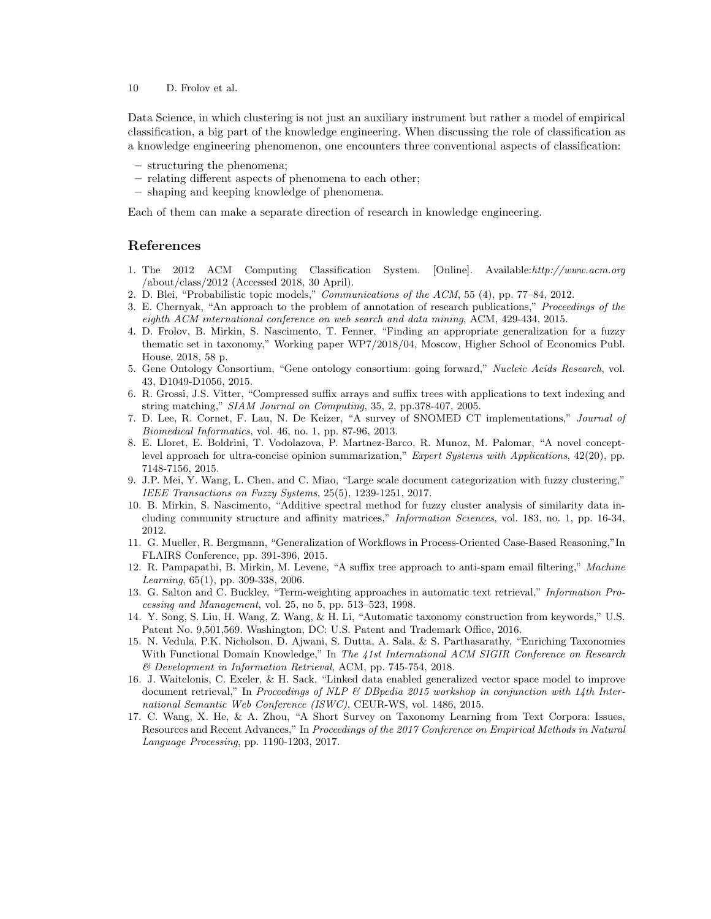Data Science, in which clustering is not just an auxiliary instrument but rather a model of empirical classification, a big part of the knowledge engineering. When discussing the role of classification as a knowledge engineering phenomenon, one encounters three conventional aspects of classification:

– structuring the phenomena;
– relating different aspects of phenomena to each other;
– shaping and keeping knowledge of phenomena.

Each of them can make a separate direction of research in knowledge engineering.

## References

1. The 2012 ACM Computing Classification System. [Online]. Available:*http://www.acm.org* /about/class/2012 (Accessed 2018, 30 April).
2. D. Blei, "Probabilistic topic models," *Communications of the ACM*, 55 (4), pp. 77–84, 2012.
3. E. Chernyak, "An approach to the problem of annotation of research publications," *Proceedings of the eighth ACM international conference on web search and data mining*, ACM, 429-434, 2015.
4. D. Frolov, B. Mirkin, S. Nascimento, T. Fenner, "Finding an appropriate generalization for a fuzzy thematic set in taxonomy," Working paper WP7/2018/04, Moscow, Higher School of Economics Publ. House, 2018, 58 p.
5. Gene Ontology Consortium, "Gene ontology consortium: going forward," *Nucleic Acids Research*, vol. 43, D1049-D1056, 2015.
6. R. Grossi, J.S. Vitter, "Compressed suffix arrays and suffix trees with applications to text indexing and string matching," *SIAM Journal on Computing*, 35, 2, pp.378-407, 2005.
7. D. Lee, R. Cornet, F. Lau, N. De Keizer, "A survey of SNOMED CT implementations," *Journal of Biomedical Informatics*, vol. 46, no. 1, pp. 87-96, 2013.
8. E. Lloret, E. Boldrini, T. Vodolazova, P. Martnez-Barco, R. Munoz, M. Palomar, "A novel concept-level approach for ultra-concise opinion summarization," *Expert Systems with Applications*, 42(20), pp. 7148-7156, 2015.
9. J.P. Mei, Y. Wang, L. Chen, and C. Miao, "Large scale document categorization with fuzzy clustering," *IEEE Transactions on Fuzzy Systems*, 25(5), 1239-1251, 2017.
10. B. Mirkin, S. Nascimento, "Additive spectral method for fuzzy cluster analysis of similarity data including community structure and affinity matrices," *Information Sciences*, vol. 183, no. 1, pp. 16-34, 2012.
11. G. Mueller, R. Bergmann, "Generalization of Workflows in Process-Oriented Case-Based Reasoning,"In FLAIRS Conference, pp. 391-396, 2015.
12. R. Pampapathi, B. Mirkin, M. Levene, "A suffix tree approach to anti-spam email filtering," *Machine Learning*, 65(1), pp. 309-338, 2006.
13. G. Salton and C. Buckley, "Term-weighting approaches in automatic text retrieval," *Information Processing and Management*, vol. 25, no 5, pp. 513–523, 1998.
14. Y. Song, S. Liu, H. Wang, Z. Wang, & H. Li, "Automatic taxonomy construction from keywords," U.S. Patent No. 9,501,569. Washington, DC: U.S. Patent and Trademark Office, 2016.
15. N. Vedula, P.K. Nicholson, D. Ajwani, S. Dutta, A. Sala, & S. Parthasarathy, "Enriching Taxonomies With Functional Domain Knowledge," In *The 41st International ACM SIGIR Conference on Research & Development in Information Retrieval*, ACM, pp. 745-754, 2018.
16. J. Waitelonis, C. Exeler, & H. Sack, "Linked data enabled generalized vector space model to improve document retrieval," In *Proceedings of NLP & DBpedia 2015 workshop in conjunction with 14th International Semantic Web Conference (ISWC)*, CEUR-WS, vol. 1486, 2015.
17. C. Wang, X. He, & A. Zhou, "A Short Survey on Taxonomy Learning from Text Corpora: Issues, Resources and Recent Advances," In *Proceedings of the 2017 Conference on Empirical Methods in Natural Language Processing*, pp. 1190-1203, 2017.